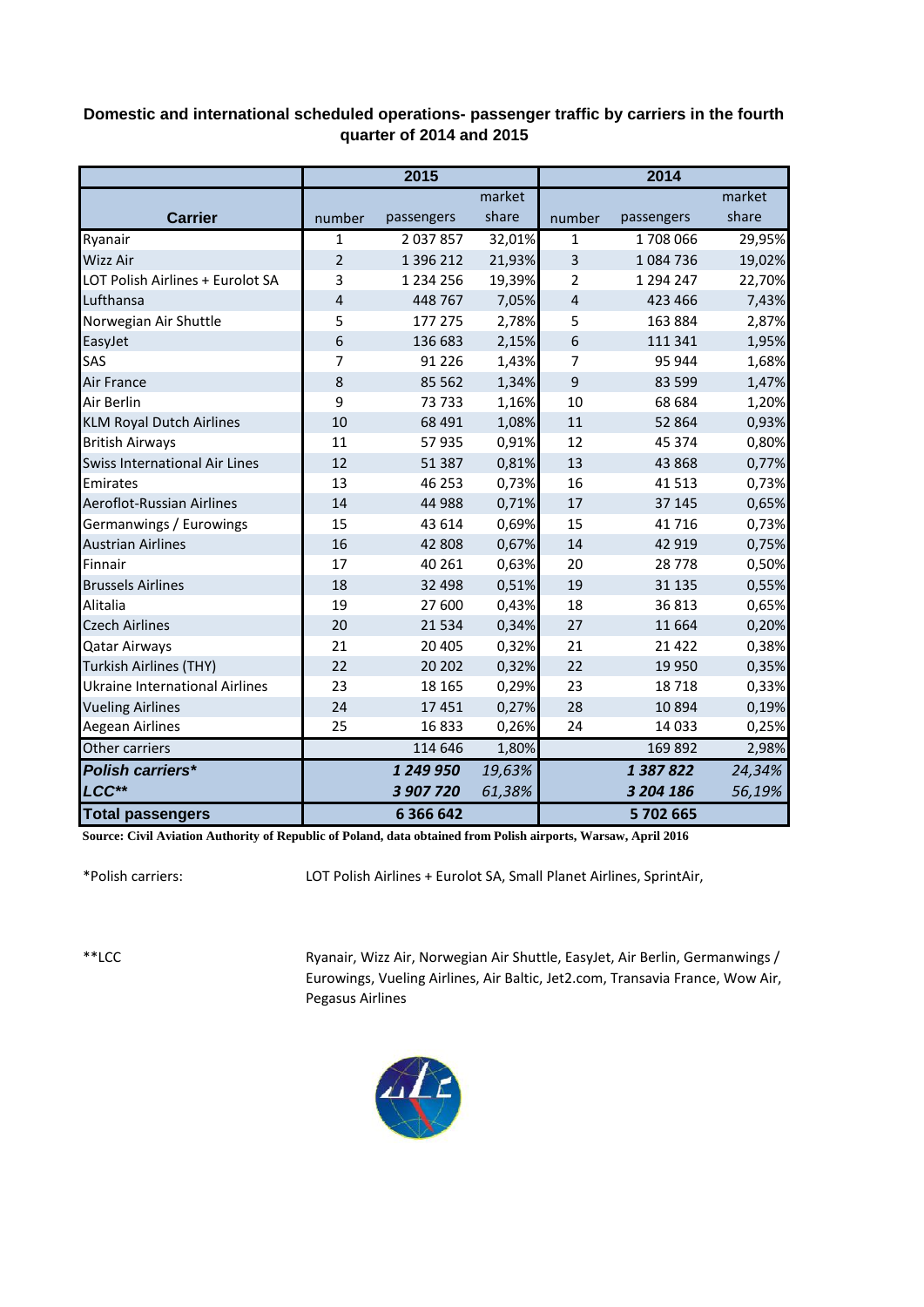**Domestic and international scheduled operations- passenger traffic by carriers in the fourth quarter of 2014 and 2015**

| Carrier | 2015 | | | 2014 | | |
|---|---|---|---|---|---|---|
| | number | passengers | market share | number | passengers | market share |
| Ryanair | 1 | 2 037 857 | 32,01% | 1 | 1 708 066 | 29,95% |
| Wizz Air | 2 | 1 396 212 | 21,93% | 3 | 1 084 736 | 19,02% |
| LOT Polish Airlines + Eurolot SA | 3 | 1 234 256 | 19,39% | 2 | 1 294 247 | 22,70% |
| Lufthansa | 4 | 448 767 | 7,05% | 4 | 423 466 | 7,43% |
| Norwegian Air Shuttle | 5 | 177 275 | 2,78% | 5 | 163 884 | 2,87% |
| EasyJet | 6 | 136 683 | 2,15% | 6 | 111 341 | 1,95% |
| SAS | 7 | 91 226 | 1,43% | 7 | 95 944 | 1,68% |
| Air France | 8 | 85 562 | 1,34% | 9 | 83 599 | 1,47% |
| Air Berlin | 9 | 73 733 | 1,16% | 10 | 68 684 | 1,20% |
| KLM Royal Dutch Airlines | 10 | 68 491 | 1,08% | 11 | 52 864 | 0,93% |
| British Airways | 11 | 57 935 | 0,91% | 12 | 45 374 | 0,80% |
| Swiss International Air Lines | 12 | 51 387 | 0,81% | 13 | 43 868 | 0,77% |
| Emirates | 13 | 46 253 | 0,73% | 16 | 41 513 | 0,73% |
| Aeroflot-Russian Airlines | 14 | 44 988 | 0,71% | 17 | 37 145 | 0,65% |
| Germanwings / Eurowings | 15 | 43 614 | 0,69% | 15 | 41 716 | 0,73% |
| Austrian Airlines | 16 | 42 808 | 0,67% | 14 | 42 919 | 0,75% |
| Finnair | 17 | 40 261 | 0,63% | 20 | 28 778 | 0,50% |
| Brussels Airlines | 18 | 32 498 | 0,51% | 19 | 31 135 | 0,55% |
| Alitalia | 19 | 27 600 | 0,43% | 18 | 36 813 | 0,65% |
| Czech Airlines | 20 | 21 534 | 0,34% | 27 | 11 664 | 0,20% |
| Qatar Airways | 21 | 20 405 | 0,32% | 21 | 21 422 | 0,38% |
| Turkish Airlines (THY) | 22 | 20 202 | 0,32% | 22 | 19 950 | 0,35% |
| Ukraine International Airlines | 23 | 18 165 | 0,29% | 23 | 18 718 | 0,33% |
| Vueling Airlines | 24 | 17 451 | 0,27% | 28 | 10 894 | 0,19% |
| Aegean Airlines | 25 | 16 833 | 0,26% | 24 | 14 033 | 0,25% |
| Other carriers | | 114 646 | 1,80% | | 169 892 | 2,98% |
| ***Polish carriers**** | | ***1 249 950*** | *19,63%* | | ***1 387 822*** | *24,34%* |
| ***LCC***** | | ***3 907 720*** | *61,38%* | | ***3 204 186*** | *56,19%* |
| **Total passengers** | | **6 366 642** | | | **5 702 665** | |

**Source: Civil Aviation Authority of Republic of Poland, data obtained from Polish airports, Warsaw, April 2016**

*Polish carriers: LOT Polish Airlines + Eurolot SA, Small Planet Airlines, SprintAir,

**LCC Ryanair, Wizz Air, Norwegian Air Shuttle, EasyJet, Air Berlin, Germanwings / Eurowings, Vueling Airlines, Air Baltic, Jet2.com, Transavia France, Wow Air, Pegasus Airlines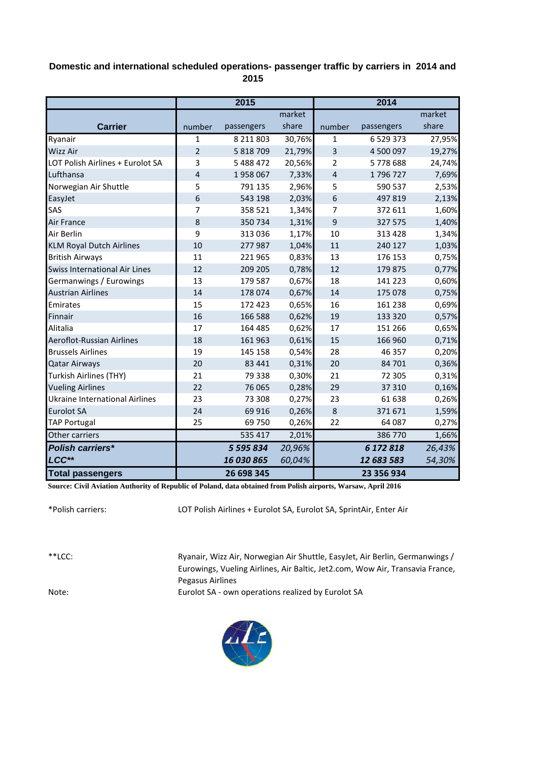**Domestic and international scheduled operations- passenger traffic by carriers in 2014 and 2015**

| Carrier | 2015 | | | 2014 | | |
|---|---|---|---|---|---|---|
| | number | passengers | market share | number | passengers | market share |
| Ryanair | 1 | 8 211 803 | 30,76% | 1 | 6 529 373 | 27,95% |
| Wizz Air | 2 | 5 818 709 | 21,79% | 3 | 4 500 097 | 19,27% |
| LOT Polish Airlines + Eurolot SA | 3 | 5 488 472 | 20,56% | 2 | 5 778 688 | 24,74% |
| Lufthansa | 4 | 1 958 067 | 7,33% | 4 | 1 796 727 | 7,69% |
| Norwegian Air Shuttle | 5 | 791 135 | 2,96% | 5 | 590 537 | 2,53% |
| EasyJet | 6 | 543 198 | 2,03% | 6 | 497 819 | 2,13% |
| SAS | 7 | 358 521 | 1,34% | 7 | 372 611 | 1,60% |
| Air France | 8 | 350 734 | 1,31% | 9 | 327 575 | 1,40% |
| Air Berlin | 9 | 313 036 | 1,17% | 10 | 313 428 | 1,34% |
| KLM Royal Dutch Airlines | 10 | 277 987 | 1,04% | 11 | 240 127 | 1,03% |
| British Airways | 11 | 221 965 | 0,83% | 13 | 176 153 | 0,75% |
| Swiss International Air Lines | 12 | 209 205 | 0,78% | 12 | 179 875 | 0,77% |
| Germanwings / Eurowings | 13 | 179 587 | 0,67% | 18 | 141 223 | 0,60% |
| Austrian Airlines | 14 | 178 074 | 0,67% | 14 | 175 078 | 0,75% |
| Emirates | 15 | 172 423 | 0,65% | 16 | 161 238 | 0,69% |
| Finnair | 16 | 166 588 | 0,62% | 19 | 133 320 | 0,57% |
| Alitalia | 17 | 164 485 | 0,62% | 17 | 151 266 | 0,65% |
| Aeroflot-Russian Airlines | 18 | 161 963 | 0,61% | 15 | 166 960 | 0,71% |
| Brussels Airlines | 19 | 145 158 | 0,54% | 28 | 46 357 | 0,20% |
| Qatar Airways | 20 | 83 441 | 0,31% | 20 | 84 701 | 0,36% |
| Turkish Airlines (THY) | 21 | 79 338 | 0,30% | 21 | 72 305 | 0,31% |
| Vueling Airlines | 22 | 76 065 | 0,28% | 29 | 37 310 | 0,16% |
| Ukraine International Airlines | 23 | 73 308 | 0,27% | 23 | 61 638 | 0,26% |
| Eurolot SA | 24 | 69 916 | 0,26% | 8 | 371 671 | 1,59% |
| TAP Portugal | 25 | 69 750 | 0,26% | 22 | 64 087 | 0,27% |
| Other carriers | | 535 417 | 2,01% | | 386 770 | 1,66% |
| ***Polish carriers**** | | ***5 595 834*** | *20,96%* | | ***6 172 818*** | *26,43%* |
| ***LCC***** | | ***16 030 865*** | *60,04%* | | ***12 683 583*** | *54,30%* |
| **Total passengers** | | **26 698 345** | | | **23 356 934** | |

**Source: Civil Aviation Authority of Republic of Poland, data obtained from Polish airports, Warsaw, April 2016**

*Polish carriers: LOT Polish Airlines + Eurolot SA, Eurolot SA, SprintAir, Enter Air

**LCC: Ryanair, Wizz Air, Norwegian Air Shuttle, EasyJet, Air Berlin, Germanwings / Eurowings, Vueling Airlines, Air Baltic, Jet2.com, Wow Air, Transavia France, Pegasus Airlines

Note: Eurolot SA - own operations realized by Eurolot SA